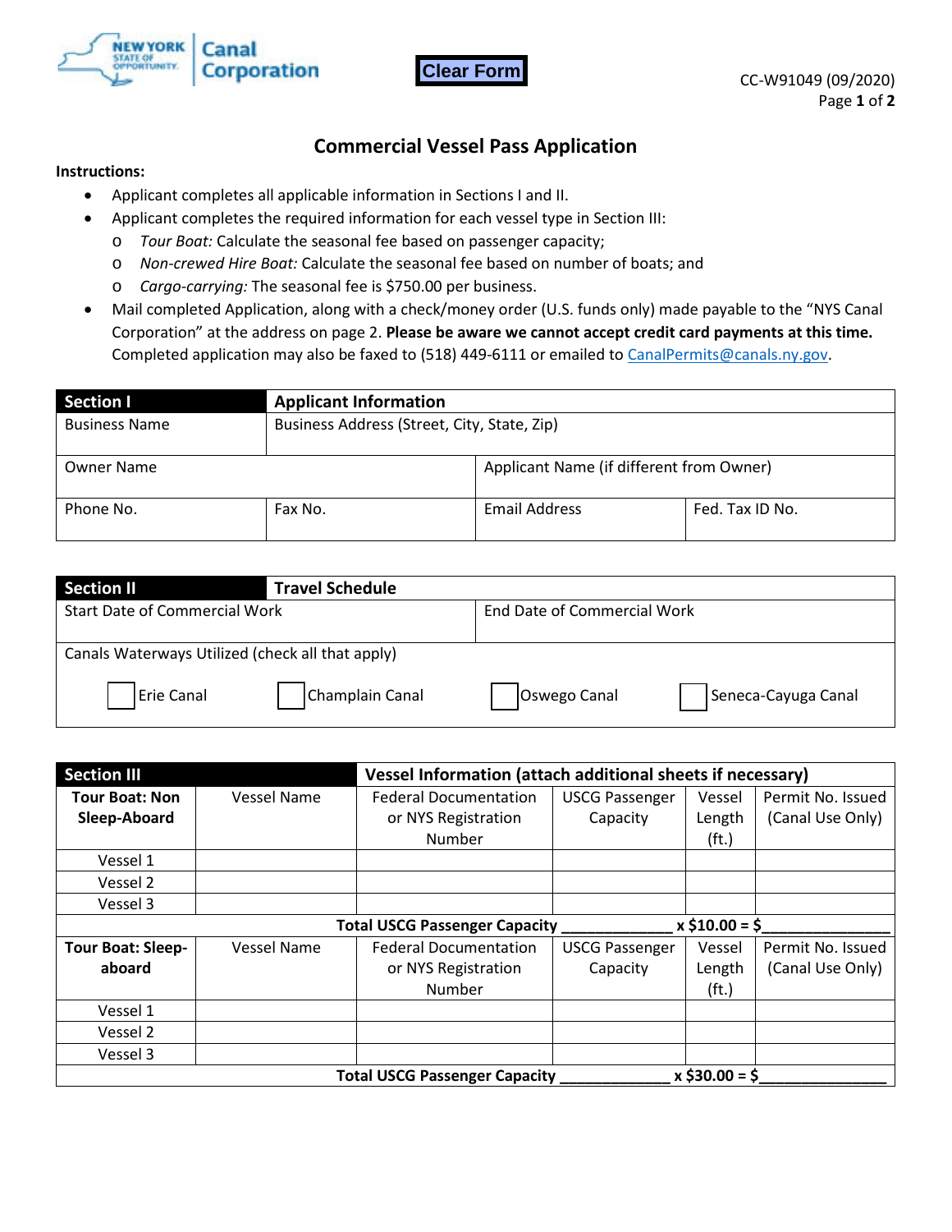NEW YORK STATE OF OPPORTUNITY. Canal Corporation

Clear Form

CC-W91049 (09/2020)

# Commercial Vessel Pass Application

**Instructions:**

- Applicant completes all applicable information in Sections I and II.
- Applicant completes the required information for each vessel type in Section III:
  - *Tour Boat:* Calculate the seasonal fee based on passenger capacity;
  - *Non-crewed Hire Boat:* Calculate the seasonal fee based on number of boats; and
  - *Cargo-carrying:* The seasonal fee is $750.00 per business.
- Mail completed Application, along with a check/money order (U.S. funds only) made payable to the "NYS Canal Corporation" at the address on page 2. **Please be aware we cannot accept credit card payments at this time.** Completed application may also be faxed to (518) 449-6111 or emailed to CanalPermits@canals.ny.gov.

| **Section I** | **Applicant Information** | | |
|---|---|---|---|
| Business Name | Business Address (Street, City, State, Zip) | | |
| Owner Name | | Applicant Name (if different from Owner) | |
| Phone No. | Fax No. | Email Address | Fed. Tax ID No. |

| **Section II** | **Travel Schedule** | | |
|---|---|---|---|
| Start Date of Commercial Work | | End Date of Commercial Work | |
| Canals Waterways Utilized (check all that apply) | | | |
| ☐ Erie Canal | ☐ Champlain Canal | ☐ Oswego Canal | ☐ Seneca-Cayuga Canal |

| **Section III** | | **Vessel Information (attach additional sheets if necessary)** | | | |
|---|---|---|---|---|---|
| **Tour Boat: Non Sleep-Aboard** | Vessel Name | Federal Documentation or NYS Registration Number | USCG Passenger Capacity | Vessel Length (ft.) | Permit No. Issued (Canal Use Only) |
| Vessel 1 | | | | | |
| Vessel 2 | | | | | |
| Vessel 3 | | | | | |
| | | **Total USCG Passenger Capacity _____________ x $10.00 = $_______________** | | | |
| **Tour Boat: Sleep-aboard** | Vessel Name | Federal Documentation or NYS Registration Number | USCG Passenger Capacity | Vessel Length (ft.) | Permit No. Issued (Canal Use Only) |
| Vessel 1 | | | | | |
| Vessel 2 | | | | | |
| Vessel 3 | | | | | |
| | | **Total USCG Passenger Capacity _____________ x $30.00 = $_______________** | | | |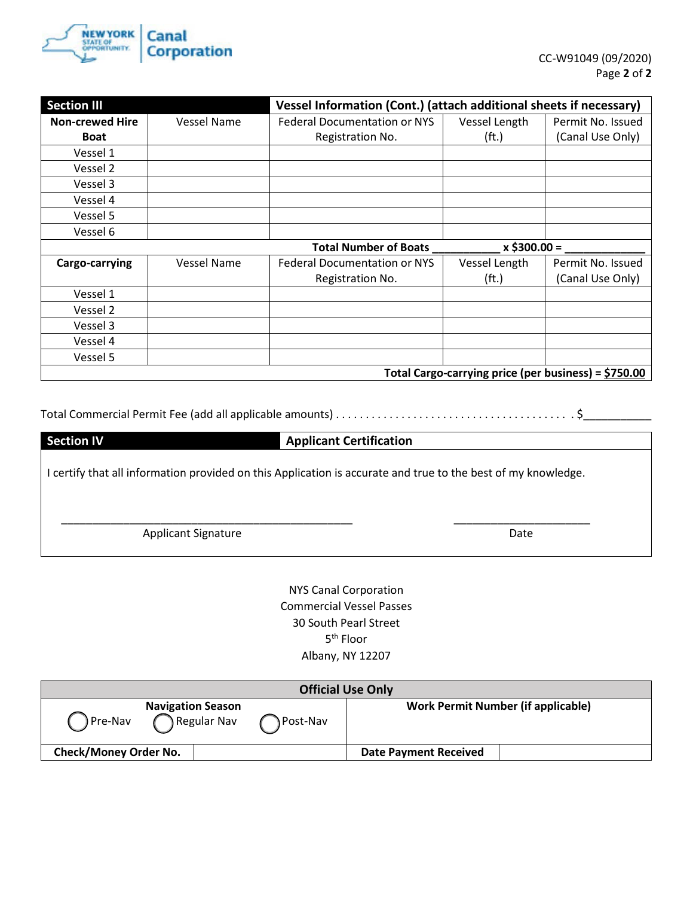| Section III | | Vessel Information (Cont.) (attach additional sheets if necessary) | | |
|---|---|---|---|---|
| **Non-crewed Hire Boat** | Vessel Name | Federal Documentation or NYS Registration No. | Vessel Length (ft.) | Permit No. Issued (Canal Use Only) |
| Vessel 1 | | | | |
| Vessel 2 | | | | |
| Vessel 3 | | | | |
| Vessel 4 | | | | |
| Vessel 5 | | | | |
| Vessel 6 | | | | |
| | | **Total Number of Boats ___________ x $300.00 = _____________** | | |
| **Cargo-carrying** | Vessel Name | Federal Documentation or NYS Registration No. | Vessel Length (ft.) | Permit No. Issued (Canal Use Only) |
| Vessel 1 | | | | |
| Vessel 2 | | | | |
| Vessel 3 | | | | |
| Vessel 4 | | | | |
| Vessel 5 | | | | |
| | | | | **Total Cargo-carrying price (per business) = $750.00** |

Total Commercial Permit Fee (add all applicable amounts) . . . . . . . . . . . . . . . . . . . . . . . . . . . . . . . . . . . . . . $___________

## Section IV — Applicant Certification

I certify that all information provided on this Application is accurate and true to the best of my knowledge.

_______________________________________________ Applicant Signature

______________________ Date

NYS Canal Corporation
Commercial Vessel Passes
30 South Pearl Street
5th Floor
Albany, NY 12207

| Official Use Only | | | |
|---|---|---|---|
| **Navigation Season** ◯ Pre-Nav ◯ Regular Nav ◯ Post-Nav | | **Work Permit Number (if applicable)** | |
| **Check/Money Order No.** | | **Date Payment Received** | |